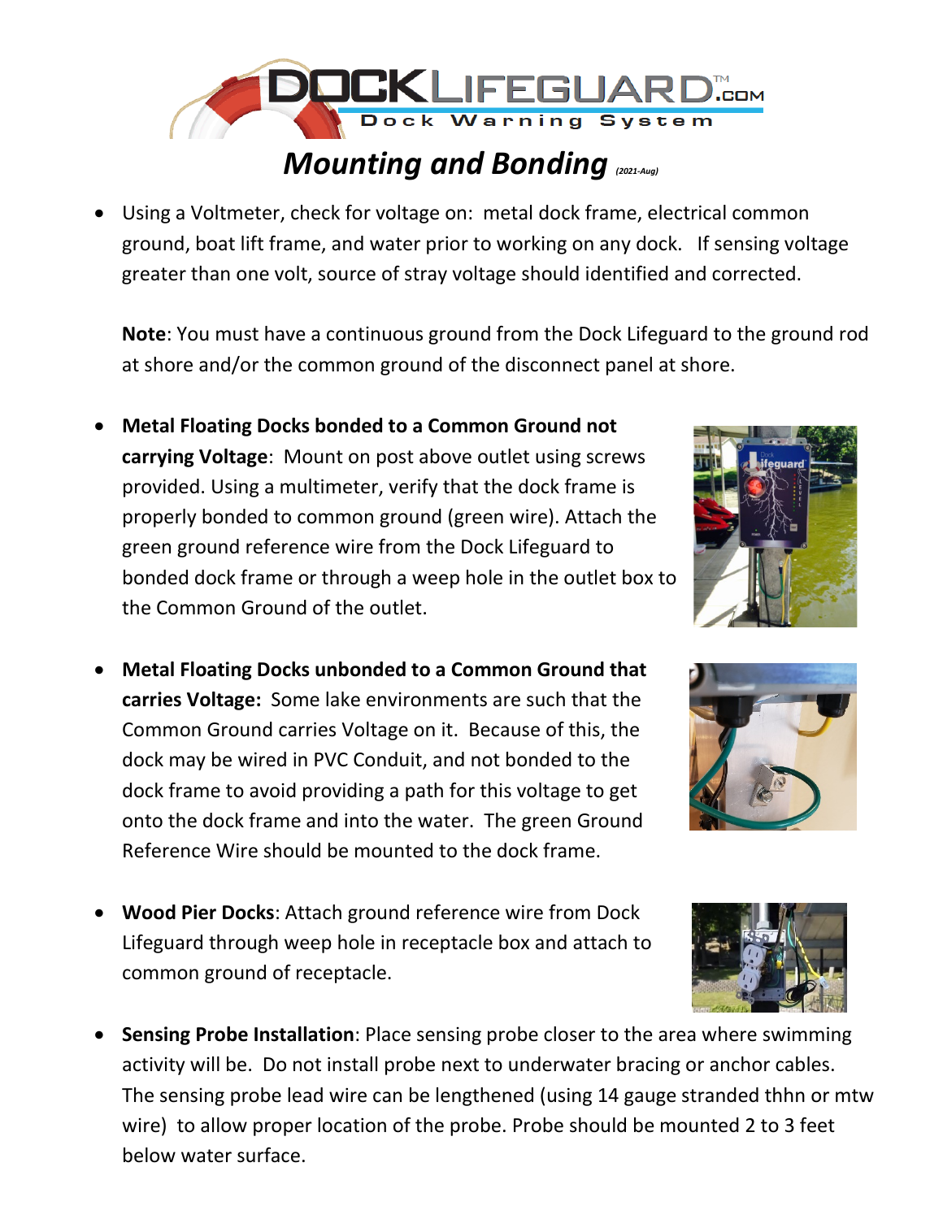# Mounting and Bonding *(2021-Aug)*

- Using a Voltmeter, check for voltage on: metal dock frame, electrical common ground, boat lift frame, and water prior to working on any dock. If sensing voltage greater than one volt, source of stray voltage should identified and corrected.

  **Note**: You must have a continuous ground from the Dock Lifeguard to the ground rod at shore and/or the common ground of the disconnect panel at shore.

- **Metal Floating Docks bonded to a Common Ground not carrying Voltage**: Mount on post above outlet using screws provided. Using a multimeter, verify that the dock frame is properly bonded to common ground (green wire). Attach the green ground reference wire from the Dock Lifeguard to bonded dock frame or through a weep hole in the outlet box to the Common Ground of the outlet.

- **Metal Floating Docks unbonded to a Common Ground that carries Voltage:** Some lake environments are such that the Common Ground carries Voltage on it. Because of this, the dock may be wired in PVC Conduit, and not bonded to the dock frame to avoid providing a path for this voltage to get onto the dock frame and into the water. The green Ground Reference Wire should be mounted to the dock frame.

- **Wood Pier Docks**: Attach ground reference wire from Dock Lifeguard through weep hole in receptacle box and attach to common ground of receptacle.

- **Sensing Probe Installation**: Place sensing probe closer to the area where swimming activity will be. Do not install probe next to underwater bracing or anchor cables. The sensing probe lead wire can be lengthened (using 14 gauge stranded thhn or mtw wire) to allow proper location of the probe. Probe should be mounted 2 to 3 feet below water surface.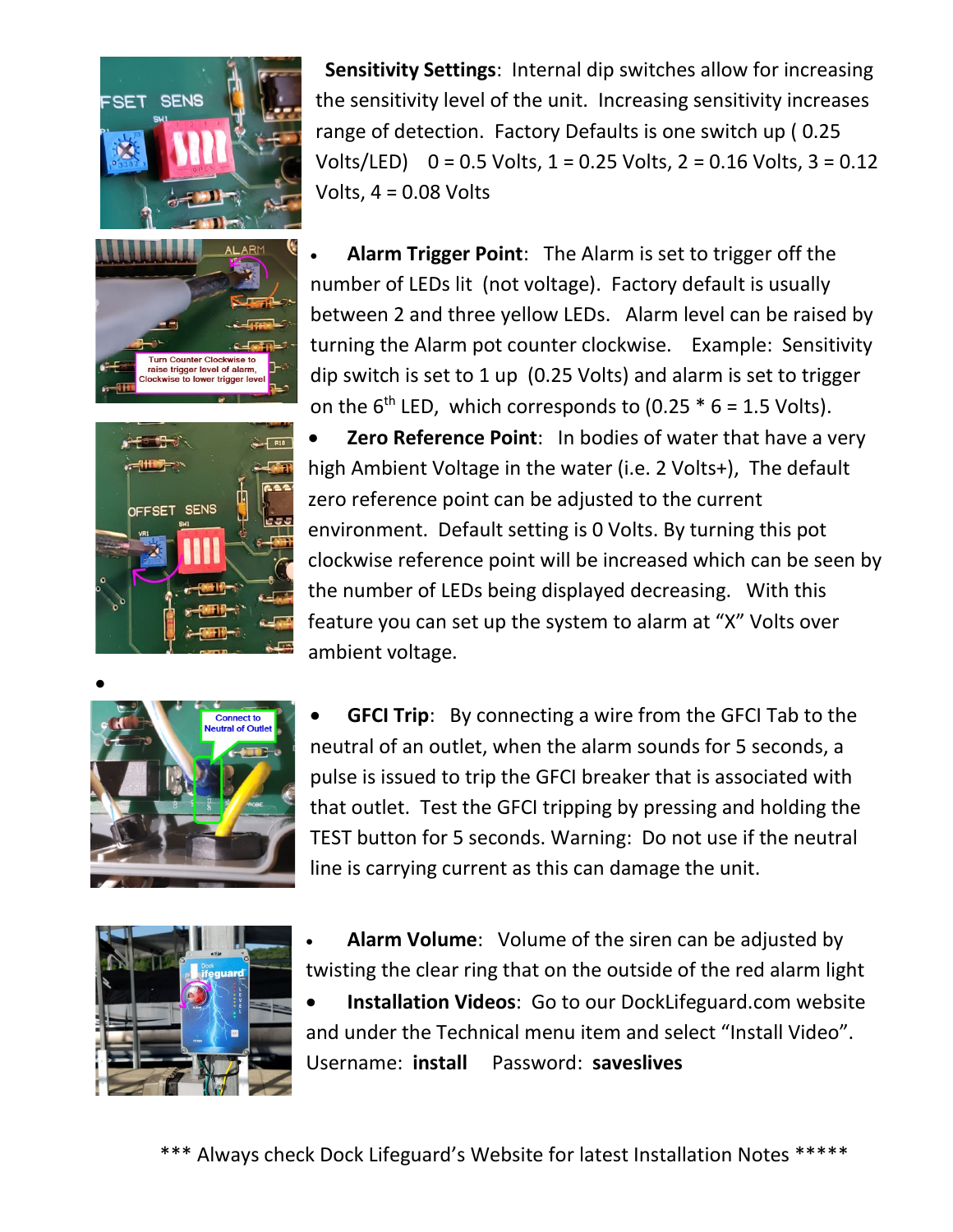**Sensitivity Settings**: Internal dip switches allow for increasing the sensitivity level of the unit. Increasing sensitivity increases range of detection. Factory Defaults is one switch up ( 0.25 Volts/LED) 0 = 0.5 Volts, 1 = 0.25 Volts, 2 = 0.16 Volts, 3 = 0.12 Volts, 4 = 0.08 Volts

- **Alarm Trigger Point**: The Alarm is set to trigger off the number of LEDs lit (not voltage). Factory default is usually between 2 and three yellow LEDs. Alarm level can be raised by turning the Alarm pot counter clockwise. Example: Sensitivity dip switch is set to 1 up (0.25 Volts) and alarm is set to trigger on the 6th LED, which corresponds to (0.25 * 6 = 1.5 Volts).
- **Zero Reference Point**: In bodies of water that have a very high Ambient Voltage in the water (i.e. 2 Volts+), The default zero reference point can be adjusted to the current environment. Default setting is 0 Volts. By turning this pot clockwise reference point will be increased which can be seen by the number of LEDs being displayed decreasing. With this feature you can set up the system to alarm at “X” Volts over ambient voltage.
- **GFCI Trip**: By connecting a wire from the GFCI Tab to the neutral of an outlet, when the alarm sounds for 5 seconds, a pulse is issued to trip the GFCI breaker that is associated with that outlet. Test the GFCI tripping by pressing and holding the TEST button for 5 seconds. Warning: Do not use if the neutral line is carrying current as this can damage the unit.
- **Alarm Volume**: Volume of the siren can be adjusted by twisting the clear ring that on the outside of the red alarm light
- **Installation Videos**: Go to our DockLifeguard.com website and under the Technical menu item and select “Install Video”. Username: **install** Password: **saveslives**

*** Always check Dock Lifeguard’s Website for latest Installation Notes *****